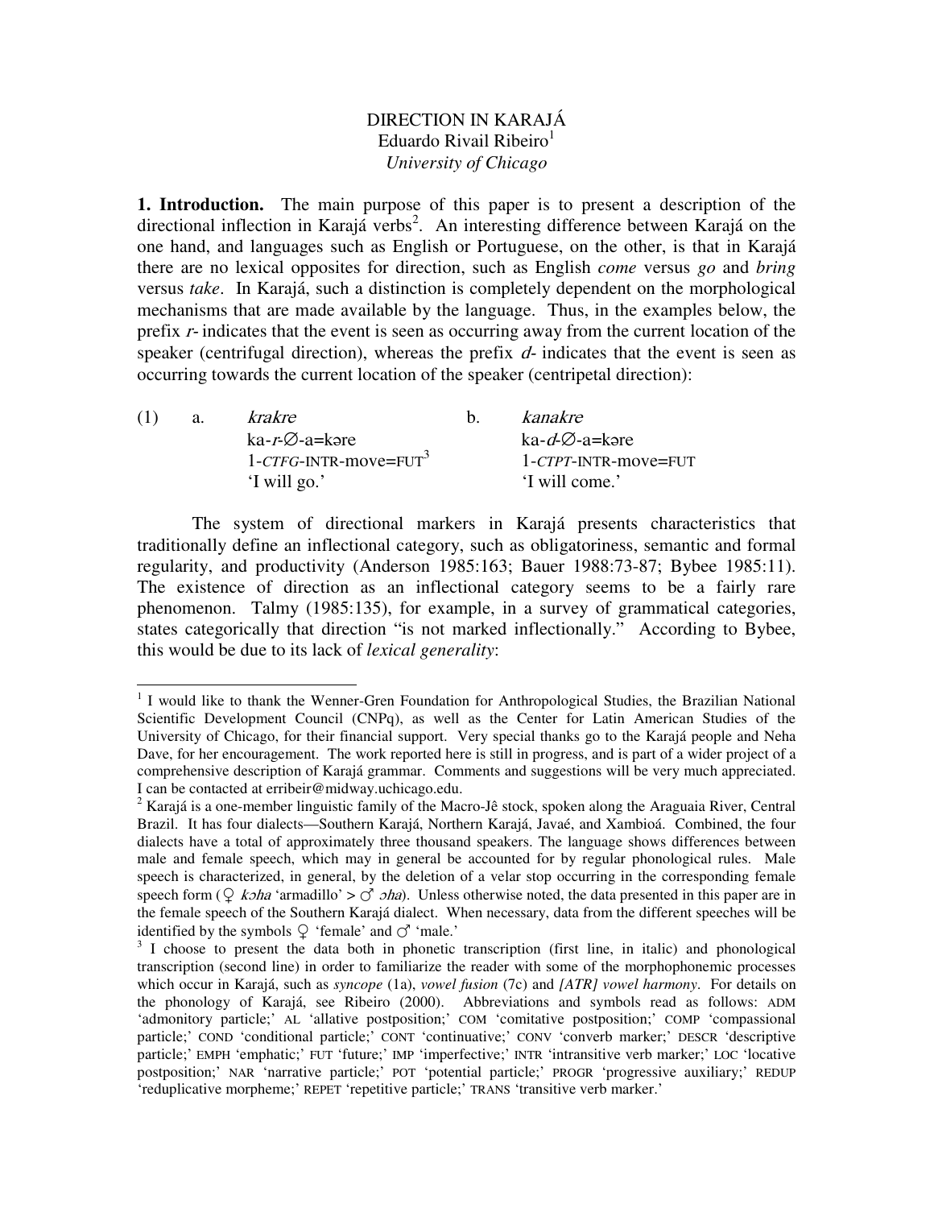# DIRECTION IN KARAJÁ

Eduardo Rivail Ribeiro[1]

*University of Chicago*

**1. Introduction.** The main purpose of this paper is to present a description of the directional inflection in Karajá verbs[2]. An interesting difference between Karajá on the one hand, and languages such as English or Portuguese, on the other, is that in Karajá there are no lexical opposites for direction, such as English *come* versus *go* and *bring* versus *take*. In Karajá, such a distinction is completely dependent on the morphological mechanisms that are made available by the language. Thus, in the examples below, the prefix *r-* indicates that the event is seen as occurring away from the current location of the speaker (centrifugal direction), whereas the prefix *d-* indicates that the event is seen as occurring towards the current location of the speaker (centripetal direction):

(1) a. *krakre*
ka-*r*-∅-a=kəre
1-*CTFG*-INTR-move=FUT[3]
'I will go.'

b. *kanakre*
ka-*d*-∅-a=kəre
1-*CTPT*-INTR-move=FUT
'I will come.'

The system of directional markers in Karajá presents characteristics that traditionally define an inflectional category, such as obligatoriness, semantic and formal regularity, and productivity (Anderson 1985:163; Bauer 1988:73-87; Bybee 1985:11). The existence of direction as an inflectional category seems to be a fairly rare phenomenon. Talmy (1985:135), for example, in a survey of grammatical categories, states categorically that direction "is not marked inflectionally." According to Bybee, this would be due to its lack of *lexical generality*:

---

[1] I would like to thank the Wenner-Gren Foundation for Anthropological Studies, the Brazilian National Scientific Development Council (CNPq), as well as the Center for Latin American Studies of the University of Chicago, for their financial support. Very special thanks go to the Karajá people and Neha Dave, for her encouragement. The work reported here is still in progress, and is part of a wider project of a comprehensive description of Karajá grammar. Comments and suggestions will be very much appreciated. I can be contacted at erribeir@midway.uchicago.edu.

[2] Karajá is a one-member linguistic family of the Macro-Jê stock, spoken along the Araguaia River, Central Brazil. It has four dialects—Southern Karajá, Northern Karajá, Javaé, and Xambioá. Combined, the four dialects have a total of approximately three thousand speakers. The language shows differences between male and female speech, which may in general be accounted for by regular phonological rules. Male speech is characterized, in general, by the deletion of a velar stop occurring in the corresponding female speech form (♀ *kɔha* 'armadillo' > ♂ *ɔha*). Unless otherwise noted, the data presented in this paper are in the female speech of the Southern Karajá dialect. When necessary, data from the different speeches will be identified by the symbols ♀ 'female' and ♂ 'male.'

[3] I choose to present the data both in phonetic transcription (first line, in italic) and phonological transcription (second line) in order to familiarize the reader with some of the morphophonemic processes which occur in Karajá, such as *syncope* (1a), *vowel fusion* (7c) and *[ATR] vowel harmony*. For details on the phonology of Karajá, see Ribeiro (2000). Abbreviations and symbols read as follows: ADM 'admonitory particle;' AL 'allative postposition;' COM 'comitative postposition;' COMP 'compassional particle;' COND 'conditional particle;' CONT 'continuative;' CONV 'converb marker;' DESCR 'descriptive particle;' EMPH 'emphatic;' FUT 'future;' IMP 'imperfective;' INTR 'intransitive verb marker;' LOC 'locative postposition;' NAR 'narrative particle;' POT 'potential particle;' PROGR 'progressive auxiliary;' REDUP 'reduplicative morpheme;' REPET 'repetitive particle;' TRANS 'transitive verb marker.'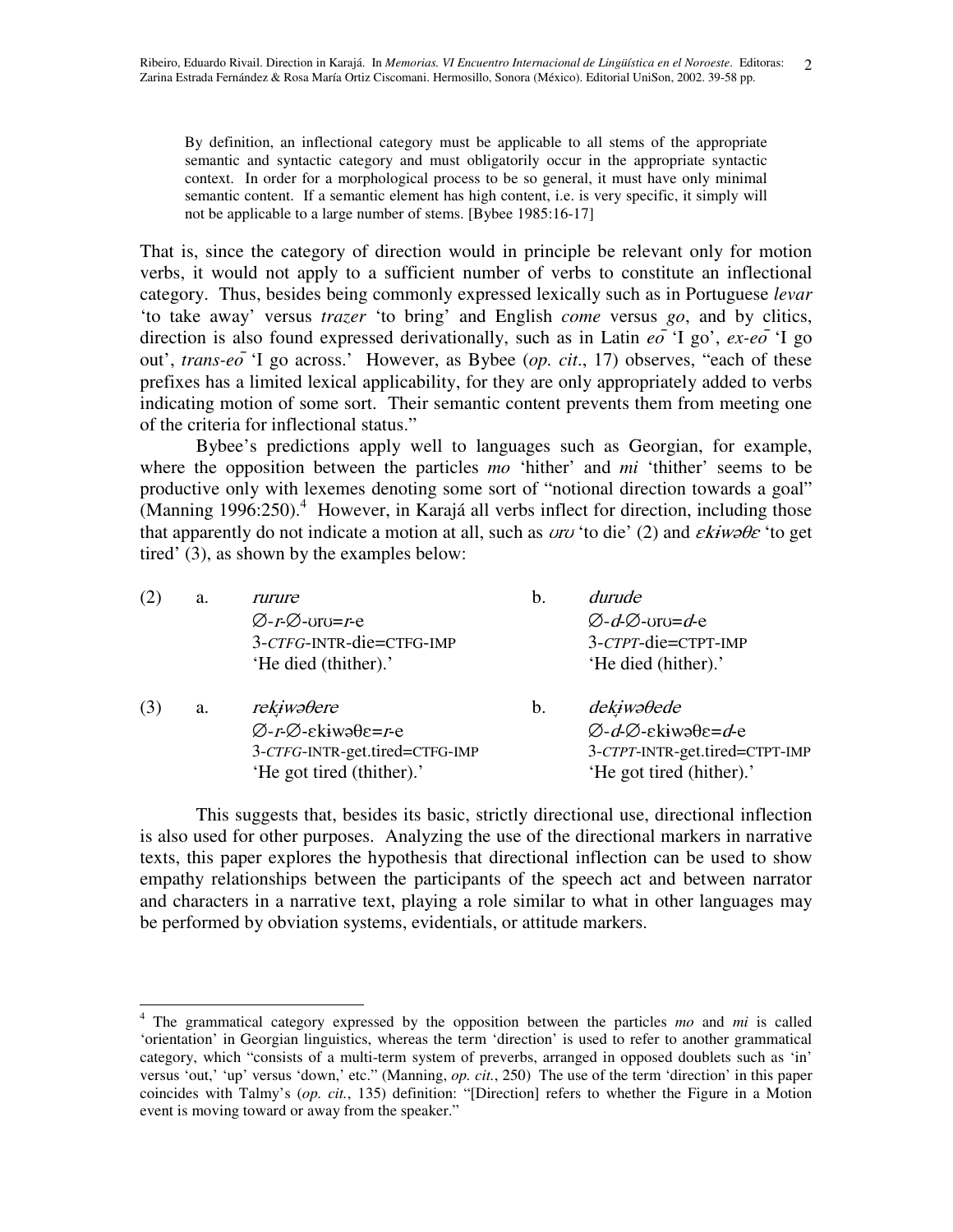> By definition, an inflectional category must be applicable to all stems of the appropriate semantic and syntactic category and must obligatorily occur in the appropriate syntactic context. In order for a morphological process to be so general, it must have only minimal semantic content. If a semantic element has high content, i.e. is very specific, it simply will not be applicable to a large number of stems. [Bybee 1985:16-17]

That is, since the category of direction would in principle be relevant only for motion verbs, it would not apply to a sufficient number of verbs to constitute an inflectional category. Thus, besides being commonly expressed lexically such as in Portuguese *levar* 'to take away' versus *trazer* 'to bring' and English *come* versus *go*, and by clitics, direction is also found expressed derivationally, such as in Latin *eō* 'I go', *ex-eō* 'I go out', *trans-eō* 'I go across.' However, as Bybee (*op. cit*., 17) observes, "each of these prefixes has a limited lexical applicability, for they are only appropriately added to verbs indicating motion of some sort. Their semantic content prevents them from meeting one of the criteria for inflectional status."

Bybee's predictions apply well to languages such as Georgian, for example, where the opposition between the particles *mo* 'hither' and *mi* 'thither' seems to be productive only with lexemes denoting some sort of "notional direction towards a goal" (Manning 1996:250).[4] However, in Karajá all verbs inflect for direction, including those that apparently do not indicate a motion at all, such as *ʊrʊ* 'to die' (2) and *ɛkɨwəθɛ* 'to get tired' (3), as shown by the examples below:

(2) a. *rurure*
∅-*r*-∅-ʊrʊ=*r*-e
3-CTFG-INTR-die=CTFG-IMP
'He died (thither).'

b. *durude*
∅-*d*-∅-ʊrʊ=*d*-e
3-CTPT-die=CTPT-IMP
'He died (hither).'

(3) a. *rekɨwəθere*
∅-*r*-∅-ɛkɨwəθɛ=*r*-e
3-CTFG-INTR-get.tired=CTFG-IMP
'He got tired (thither).'

b. *dekɨwəθede*
∅-*d*-∅-ɛkɨwəθɛ=*d*-e
3-CTPT-INTR-get.tired=CTPT-IMP
'He got tired (hither).'

This suggests that, besides its basic, strictly directional use, directional inflection is also used for other purposes. Analyzing the use of the directional markers in narrative texts, this paper explores the hypothesis that directional inflection can be used to show empathy relationships between the participants of the speech act and between narrator and characters in a narrative text, playing a role similar to what in other languages may be performed by obviation systems, evidentials, or attitude markers.

---

[4] The grammatical category expressed by the opposition between the particles *mo* and *mi* is called 'orientation' in Georgian linguistics, whereas the term 'direction' is used to refer to another grammatical category, which "consists of a multi-term system of preverbs, arranged in opposed doublets such as 'in' versus 'out,' 'up' versus 'down,' etc." (Manning, *op. cit.*, 250) The use of the term 'direction' in this paper coincides with Talmy's (*op. cit.*, 135) definition: "[Direction] refers to whether the Figure in a Motion event is moving toward or away from the speaker."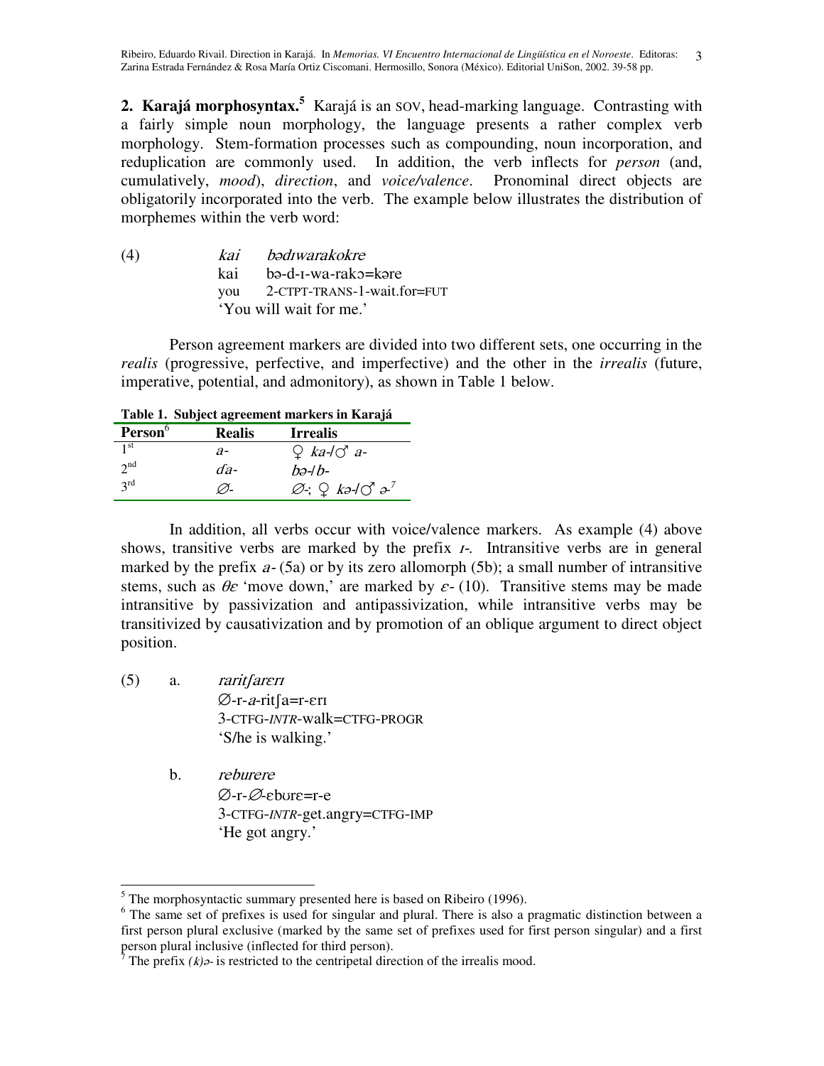**2. Karajá morphosyntax.**[5] Karajá is an SOV, head-marking language. Contrasting with a fairly simple noun morphology, the language presents a rather complex verb morphology. Stem-formation processes such as compounding, noun incorporation, and reduplication are commonly used. In addition, the verb inflects for *person* (and, cumulatively, *mood*), *direction*, and *voice/valence*. Pronominal direct objects are obligatorily incorporated into the verb. The example below illustrates the distribution of morphemes within the verb word:

(4) *kai bədɪwarakokre*
kai bə-d-ɪ-wa-rakɔ=kəre
you 2-CTPT-TRANS-1-wait.for=FUT
'You will wait for me.'

Person agreement markers are divided into two different sets, one occurring in the *realis* (progressive, perfective, and imperfective) and the other in the *irrealis* (future, imperative, potential, and admonitory), as shown in Table 1 below.

**Table 1. Subject agreement markers in Karajá**

| Person[6] | Realis | Irrealis |
|---|---|---|
| 1st | *a-* | ♀ *ka-*/♂ *a-* |
| 2nd | *ɗa-* | *bə-*/*b-* |
| 3rd | *∅-* | *∅-*; ♀ *kə-*/♂ *ə-*[7] |

In addition, all verbs occur with voice/valence markers. As example (4) above shows, transitive verbs are marked by the prefix *ɪ-*. Intransitive verbs are in general marked by the prefix *a-* (5a) or by its zero allomorph (5b); a small number of intransitive stems, such as *θɛ* 'move down,' are marked by *ɛ-* (10). Transitive stems may be made intransitive by passivization and antipassivization, while intransitive verbs may be transitivized by causativization and by promotion of an oblique argument to direct object position.

(5) a. *raritʃarɛrɪ*
∅-r-*a*-ritʃa=r-ɛrɪ
3-CTFG-*INTR*-walk=CTFG-PROGR
'S/he is walking.'

b. *reburere*
∅-r-*∅*-ɛbʊrɛ=r-e
3-CTFG-*INTR*-get.angry=CTFG-IMP
'He got angry.'

---

[5] The morphosyntactic summary presented here is based on Ribeiro (1996).

[6] The same set of prefixes is used for singular and plural. There is also a pragmatic distinction between a first person plural exclusive (marked by the same set of prefixes used for first person singular) and a first person plural inclusive (inflected for third person).

[7] The prefix *(k)ə-* is restricted to the centripetal direction of the irrealis mood.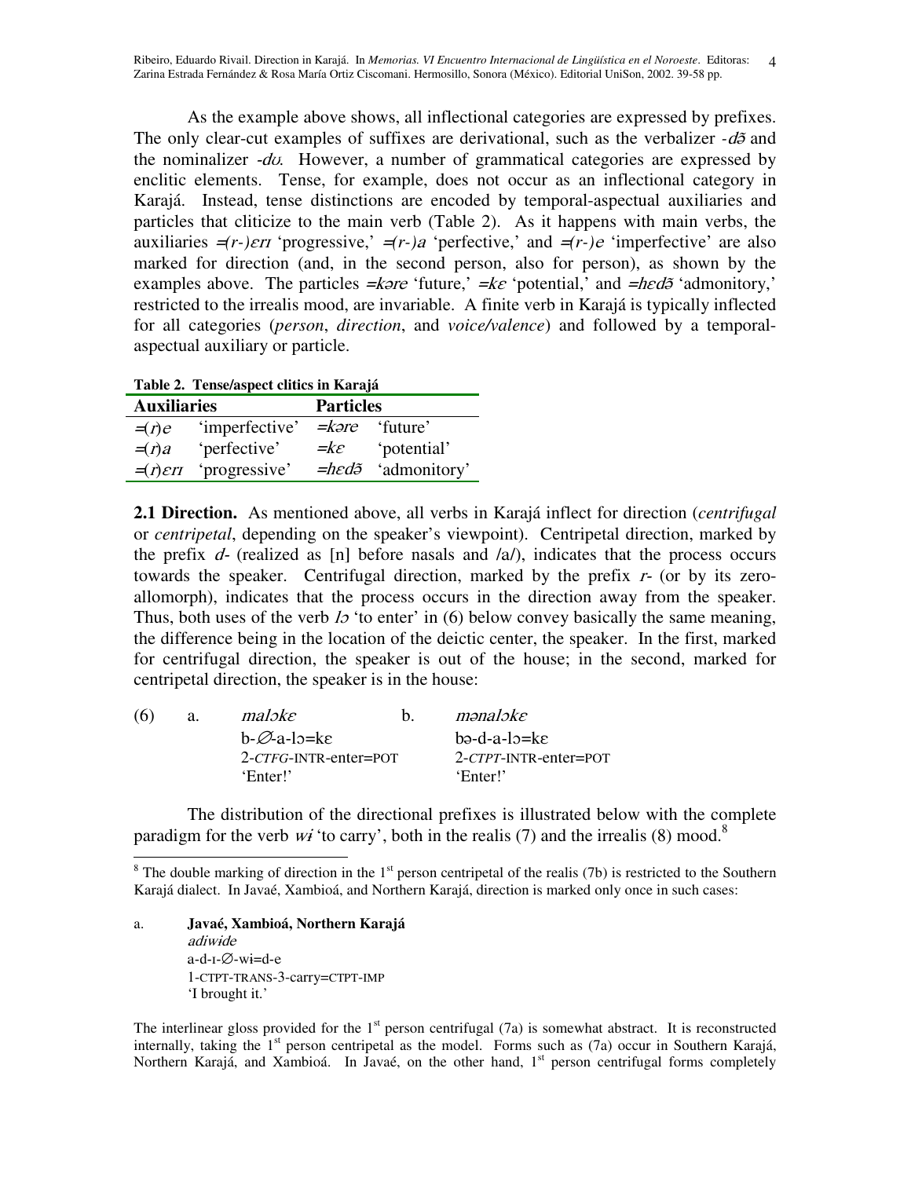As the example above shows, all inflectional categories are expressed by prefixes. The only clear-cut examples of suffixes are derivational, such as the verbalizer *-dǝ̃* and the nominalizer *-dʊ*. However, a number of grammatical categories are expressed by enclitic elements. Tense, for example, does not occur as an inflectional category in Karajá. Instead, tense distinctions are encoded by temporal-aspectual auxiliaries and particles that cliticize to the main verb (Table 2). As it happens with main verbs, the auxiliaries *=(r-)ɛrɪ* 'progressive,' *=(r-)a* 'perfective,' and *=(r-)e* 'imperfective' are also marked for direction (and, in the second person, also for person), as shown by the examples above. The particles *=kǝre* 'future,' *=kɛ* 'potential,' and *=hɛdǝ̃* 'admonitory,' restricted to the irrealis mood, are invariable. A finite verb in Karajá is typically inflected for all categories (*person*, *direction*, and *voice/valence*) and followed by a temporal-aspectual auxiliary or particle.

**Table 2. Tense/aspect clitics in Karajá**

| **Auxiliaries** | | **Particles** | |
|---|---|---|---|
| *=(r)e* | 'imperfective' | *=kǝre* | 'future' |
| *=(r)a* | 'perfective' | *=kɛ* | 'potential' |
| *=(r)ɛrɪ* | 'progressive' | *=hɛdǝ̃* | 'admonitory' |

**2.1 Direction.** As mentioned above, all verbs in Karajá inflect for direction (*centrifugal* or *centripetal*, depending on the speaker's viewpoint). Centripetal direction, marked by the prefix *d-* (realized as [n] before nasals and /a/), indicates that the process occurs towards the speaker. Centrifugal direction, marked by the prefix *r-* (or by its zero-allomorph), indicates that the process occurs in the direction away from the speaker. Thus, both uses of the verb *lɔ* 'to enter' in (6) below convey basically the same meaning, the difference being in the location of the deictic center, the speaker. In the first, marked for centrifugal direction, the speaker is out of the house; in the second, marked for centripetal direction, the speaker is in the house:

(6) a. *malɔkɛ*
 b-∅-a-lɔ=kɛ
 2-CTFG-INTR-enter=POT
 'Enter!'

 b. *mǝnalɔkɛ*
 bǝ-d-a-lɔ=kɛ
 2-CTPT-INTR-enter=POT
 'Enter!'

The distribution of the directional prefixes is illustrated below with the complete paradigm for the verb *wɨ* 'to carry', both in the realis (7) and the irrealis (8) mood.[8]

---

[8] The double marking of direction in the 1st person centripetal of the realis (7b) is restricted to the Southern Karajá dialect. In Javaé, Xambioá, and Northern Karajá, direction is marked only once in such cases:

a. **Javaé, Xambioá, Northern Karajá**
 *adiwɨde*
 a-d-ɪ-∅-wɨ=d-e
 1-CTPT-TRANS-3-carry=CTPT-IMP
 'I brought it.'

The interlinear gloss provided for the 1st person centrifugal (7a) is somewhat abstract. It is reconstructed internally, taking the 1st person centripetal as the model. Forms such as (7a) occur in Southern Karajá, Northern Karajá, and Xambioá. In Javaé, on the other hand, 1st person centrifugal forms completely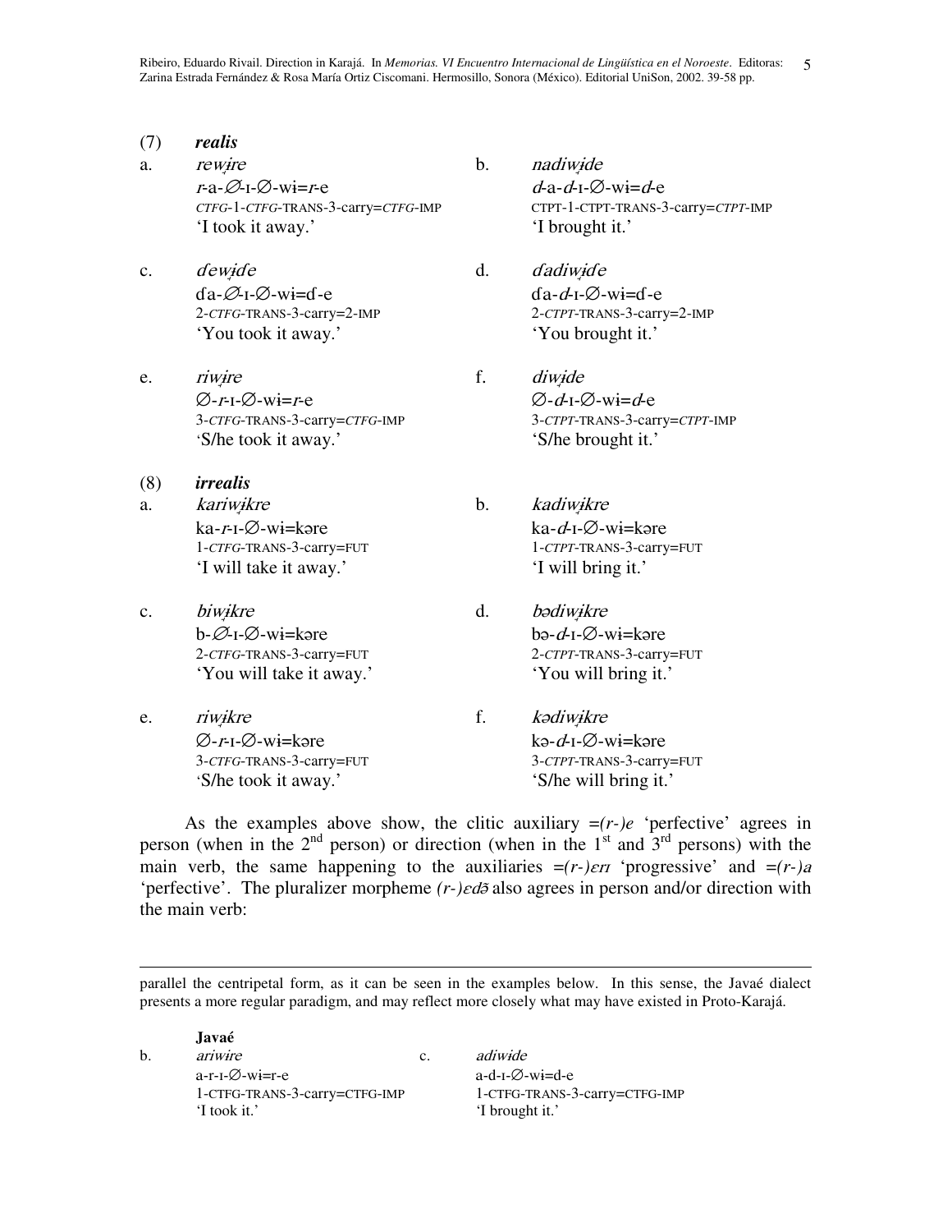(7) ***realis***

a. *rewɨre*
*r*-a-∅-ɪ-∅-wɨ=*r*-e
*CTFG*-1-*CTFG*-TRANS-3-carry=*CTFG*-IMP
'I took it away.'

b. *nadiwɨde*
*d*-a-*d*-ɪ-∅-wɨ=*d*-e
CTPT-1-CTPT-TRANS-3-carry=*CTPT*-IMP
'I brought it.'

c. *ɗewɨɗe*
ɗa-∅-ɪ-∅-wɨ=ɗ-e
2-*CTFG*-TRANS-3-carry=2-IMP
'You took it away.'

d. *ɗadiwɨɗe*
ɗa-*d*-ɪ-∅-wɨ=ɗ-e
2-*CTPT*-TRANS-3-carry=2-IMP
'You brought it.'

e. *riwɨre*
∅-*r*-ɪ-∅-wɨ=*r*-e
3-*CTFG*-TRANS-3-carry=*CTFG*-IMP
'S/he took it away.'

f. *diwɨde*
∅-*d*-ɪ-∅-wɨ=*d*-e
3-*CTPT*-TRANS-3-carry=*CTPT*-IMP
'S/he brought it.'

(8) ***irrealis***

a. *kariwɨkre*
ka-*r*-ɪ-∅-wɨ=kəre
1-*CTFG*-TRANS-3-carry=FUT
'I will take it away.'

b. *kadiwɨkre*
ka-*d*-ɪ-∅-wɨ=kəre
1-*CTPT*-TRANS-3-carry=FUT
'I will bring it.'

c. *biwɨkre*
b-∅-ɪ-∅-wɨ=kəre
2-*CTFG*-TRANS-3-carry=FUT
'You will take it away.'

d. *bədiwɨkre*
bə-*d*-ɪ-∅-wɨ=kəre
2-*CTPT*-TRANS-3-carry=FUT
'You will bring it.'

e. *riwɨkre*
∅-*r*-ɪ-∅-wɨ=kəre
3-*CTFG*-TRANS-3-carry=FUT
'S/he took it away.'

f. *kədiwɨkre*
kə-*d*-ɪ-∅-wɨ=kəre
3-*CTPT*-TRANS-3-carry=FUT
'S/he will bring it.'

As the examples above show, the clitic auxiliary *=(r-)e* 'perfective' agrees in person (when in the 2nd person) or direction (when in the 1st and 3rd persons) with the main verb, the same happening to the auxiliaries *=(r-)ɛrɪ* 'progressive' and *=(r-)a* 'perfective'. The pluralizer morpheme *(r-)ɛdə̃* also agrees in person and/or direction with the main verb:

---

parallel the centripetal form, as it can be seen in the examples below. In this sense, the Javaé dialect presents a more regular paradigm, and may reflect more closely what may have existed in Proto-Karajá.

**Javaé**

b. *ariwɨre*
a-r-ɪ-∅-wɨ=r-e
1-CTFG-TRANS-3-carry=CTFG-IMP
'I took it.'

c. *adiwide*
a-d-ɪ-∅-wɨ=d-e
1-CTFG-TRANS-3-carry=CTFG-IMP
'I brought it.'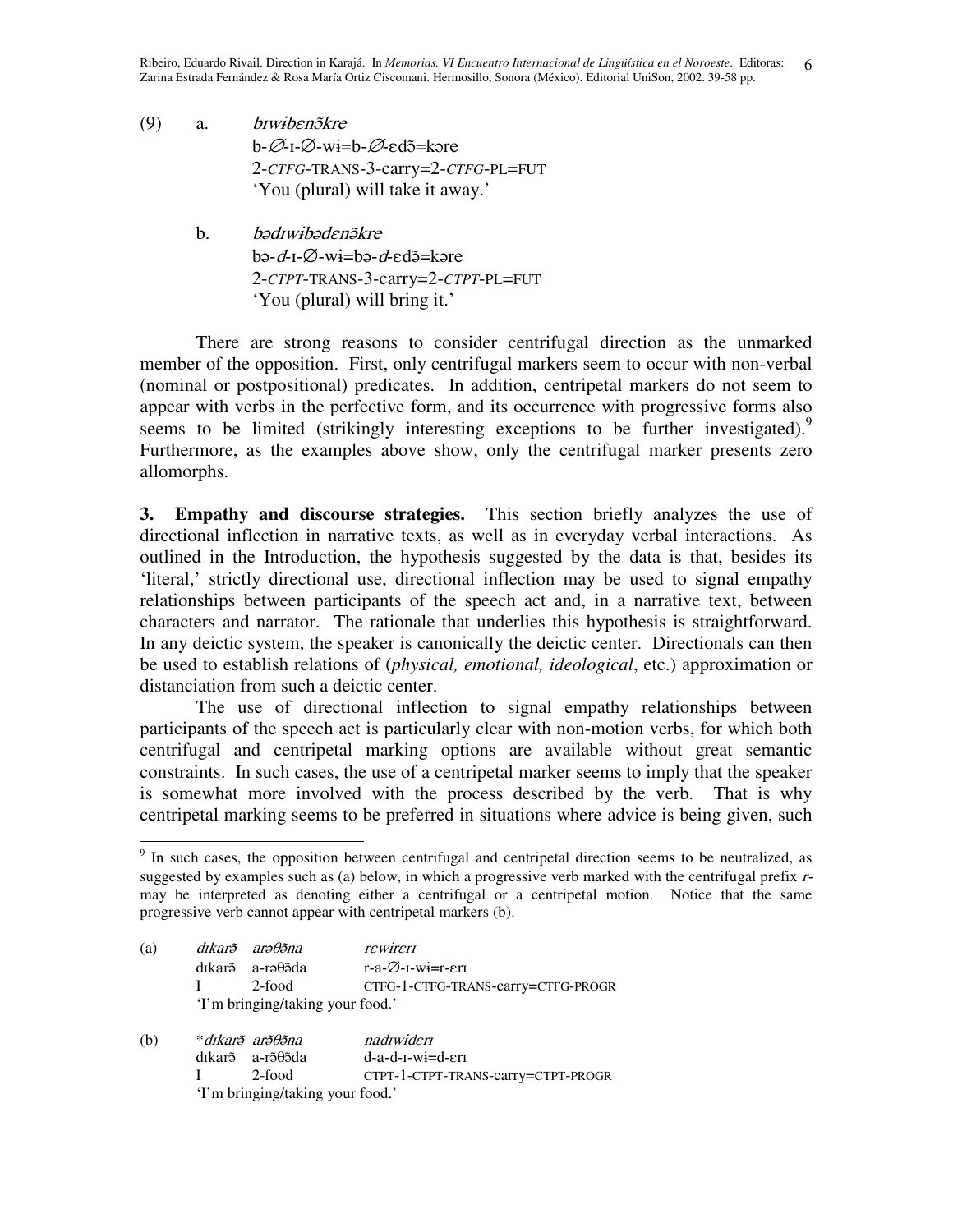(9) a. *bɪwɨbɛnə̃kre*
b-∅-ɪ-∅-wɨ=b-∅-ɛdə̃=kəre
2-*CTFG*-TRANS-3-carry=2-*CTFG*-PL=FUT
'You (plural) will take it away.'

b. *bədɪwɨbədɛnə̃kre*
bə-*d*-ɪ-∅-wɨ=bə-*d*-ɛdə̃=kəre
2-*CTPT*-TRANS-3-carry=2-*CTPT*-PL=FUT
'You (plural) will bring it.'

There are strong reasons to consider centrifugal direction as the unmarked member of the opposition. First, only centrifugal markers seem to occur with non-verbal (nominal or postpositional) predicates. In addition, centripetal markers do not seem to appear with verbs in the perfective form, and its occurrence with progressive forms also seems to be limited (strikingly interesting exceptions to be further investigated).[9] Furthermore, as the examples above show, only the centrifugal marker presents zero allomorphs.

**3. Empathy and discourse strategies.** This section briefly analyzes the use of directional inflection in narrative texts, as well as in everyday verbal interactions. As outlined in the Introduction, the hypothesis suggested by the data is that, besides its 'literal,' strictly directional use, directional inflection may be used to signal empathy relationships between participants of the speech act and, in a narrative text, between characters and narrator. The rationale that underlies this hypothesis is straightforward. In any deictic system, the speaker is canonically the deictic center. Directionals can then be used to establish relations of (*physical, emotional, ideological*, etc.) approximation or distanciation from such a deictic center.

The use of directional inflection to signal empathy relationships between participants of the speech act is particularly clear with non-motion verbs, for which both centrifugal and centripetal marking options are available without great semantic constraints. In such cases, the use of a centripetal marker seems to imply that the speaker is somewhat more involved with the process described by the verb. That is why centripetal marking seems to be preferred in situations where advice is being given, such

---

[9] In such cases, the opposition between centrifugal and centripetal direction seems to be neutralized, as suggested by examples such as (a) below, in which a progressive verb marked with the centrifugal prefix *r-* may be interpreted as denoting either a centrifugal or a centripetal motion. Notice that the same progressive verb cannot appear with centripetal markers (b).

(a) *dɪkarə̃ arəθə̃na rɛwɨrɛrɪ*
dɪkarə̃ a-rəθə̃da r-a-∅-ɪ-wɨ=r-ɛrɪ
I 2-food CTFG-1-CTFG-TRANS-carry=CTFG-PROGR
'I'm bringing/taking your food.'

(b) **dɪkarə̃ arə̃θə̃na nadɪwidɛrɪ*
dɪkarə̃ a-rə̃θə̃da d-a-d-ɪ-wɨ=d-ɛrɪ
I 2-food CTPT-1-CTPT-TRANS-carry=CTPT-PROGR
'I'm bringing/taking your food.'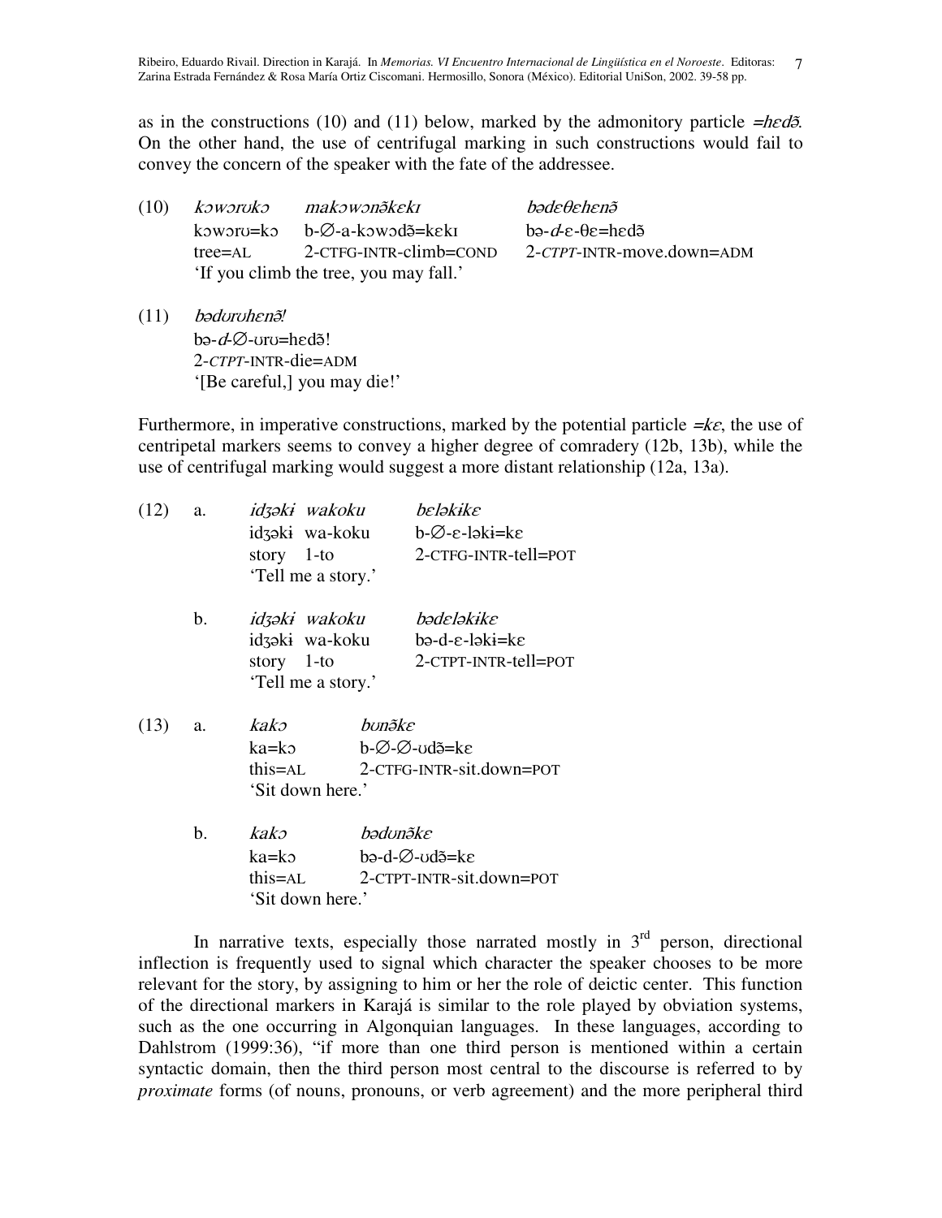as in the constructions (10) and (11) below, marked by the admonitory particle *=hɛdə̃*. On the other hand, the use of centrifugal marking in such constructions would fail to convey the concern of the speaker with the fate of the addressee.

(10) *kɔwɔrʊkɔ makɔwɔnə̃kɛkɪ bədɛθɛhɛnə̃*
kɔwɔrʊ=kɔ b-∅-a-kɔwɔdə̃=kɛkɪ bə-*d*-ɛ-θɛ=hɛdə̃
tree=AL 2-CTFG-INTR-climb=COND 2-*CTPT*-INTR-move.down=ADM
'If you climb the tree, you may fall.'

(11) *bədʊrʊhɛnə̃!*
bə-*d*-∅-ʊrʊ=hɛdə̃!
2-*CTPT*-INTR-die=ADM
'[Be careful,] you may die!'

Furthermore, in imperative constructions, marked by the potential particle *=kɛ*, the use of centripetal markers seems to convey a higher degree of comradery (12b, 13b), while the use of centrifugal marking would suggest a more distant relationship (12a, 13a).

(12) a. *idʒəkɨ wakoku bɛləkɨkɛ*
idʒəkɨ wa-koku b-∅-ɛ-ləkɨ=kɛ
story 1-to 2-CTFG-INTR-tell=POT
'Tell me a story.'

b. *idʒəkɨ wakoku bədɛləkɨkɛ*
idʒəkɨ wa-koku bə-d-ɛ-ləkɨ=kɛ
story 1-to 2-CTPT-INTR-tell=POT
'Tell me a story.'

(13) a. *kakɔ bʊnə̃kɛ*
ka=kɔ b-∅-∅-ʊdə̃=kɛ
this=AL 2-CTFG-INTR-sit.down=POT
'Sit down here.'

b. *kakɔ bədʊnə̃kɛ*
ka=kɔ bə-d-∅-ʊdə̃=kɛ
this=AL 2-CTPT-INTR-sit.down=POT
'Sit down here.'

In narrative texts, especially those narrated mostly in 3rd person, directional inflection is frequently used to signal which character the speaker chooses to be more relevant for the story, by assigning to him or her the role of deictic center. This function of the directional markers in Karajá is similar to the role played by obviation systems, such as the one occurring in Algonquian languages. In these languages, according to Dahlstrom (1999:36), "if more than one third person is mentioned within a certain syntactic domain, then the third person most central to the discourse is referred to by *proximate* forms (of nouns, pronouns, or verb agreement) and the more peripheral third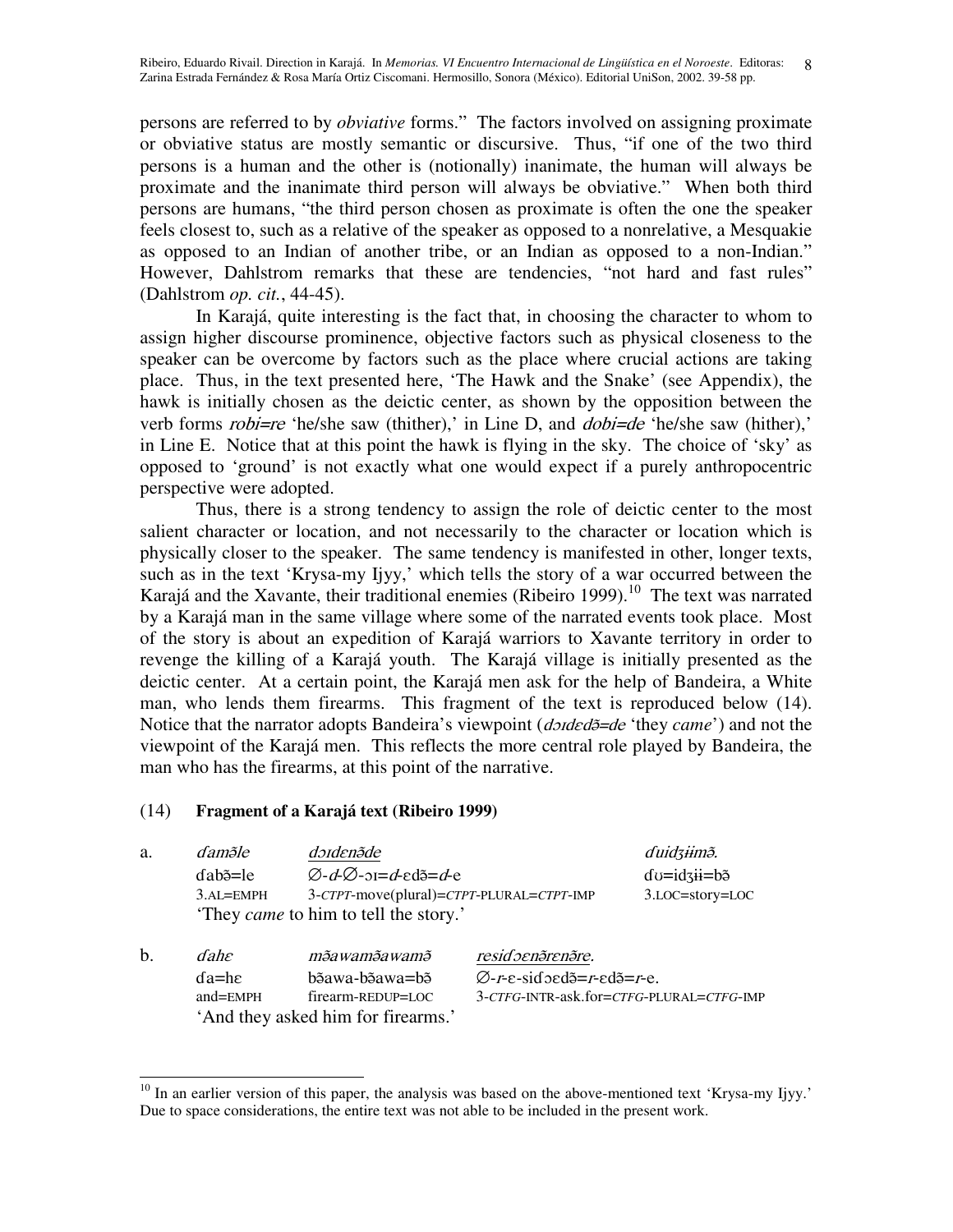persons are referred to by *obviative* forms." The factors involved on assigning proximate or obviative status are mostly semantic or discursive. Thus, "if one of the two third persons is a human and the other is (notionally) inanimate, the human will always be proximate and the inanimate third person will always be obviative." When both third persons are humans, "the third person chosen as proximate is often the one the speaker feels closest to, such as a relative of the speaker as opposed to a nonrelative, a Mesquakie as opposed to an Indian of another tribe, or an Indian as opposed to a non-Indian." However, Dahlstrom remarks that these are tendencies, "not hard and fast rules" (Dahlstrom *op. cit.*, 44-45).

In Karajá, quite interesting is the fact that, in choosing the character to whom to assign higher discourse prominence, objective factors such as physical closeness to the speaker can be overcome by factors such as the place where crucial actions are taking place. Thus, in the text presented here, 'The Hawk and the Snake' (see Appendix), the hawk is initially chosen as the deictic center, as shown by the opposition between the verb forms *robi=re* 'he/she saw (thither),' in Line D, and *dobi=de* 'he/she saw (hither),' in Line E. Notice that at this point the hawk is flying in the sky. The choice of 'sky' as opposed to 'ground' is not exactly what one would expect if a purely anthropocentric perspective were adopted.

Thus, there is a strong tendency to assign the role of deictic center to the most salient character or location, and not necessarily to the character or location which is physically closer to the speaker. The same tendency is manifested in other, longer texts, such as in the text 'Krysa-my Ijyy,' which tells the story of a war occurred between the Karajá and the Xavante, their traditional enemies (Ribeiro 1999).[10] The text was narrated by a Karajá man in the same village where some of the narrated events took place. Most of the story is about an expedition of Karajá warriors to Xavante territory in order to revenge the killing of a Karajá youth. The Karajá village is initially presented as the deictic center. At a certain point, the Karajá men ask for the help of Bandeira, a White man, who lends them firearms. This fragment of the text is reproduced below (14). Notice that the narrator adopts Bandeira's viewpoint (*dɔɪdɛdə̃=de* 'they *came*') and not the viewpoint of the Karajá men. This reflects the more central role played by Bandeira, the man who has the firearms, at this point of the narrative.

(14) **Fragment of a Karajá text (Ribeiro 1999)**

a. *ɗamə̃le* *dɔɪdɛnə̃de* *ɗuidʒɨmə̃.*
ɗabə̃=le ∅-*d*-∅-ɔɪ=*d*-ɛdə̃=*d*-e ɗʊ=idʒɨɨ=bə̃
3.AL=EMPH 3-*CTPT*-move(plural)=*CTPT*-PLURAL=*CTPT*-IMP 3.LOC=story=LOC
'They *came* to him to tell the story.'

b. *ɗahɛ* *mə̃awamə̃awamə̃* *residɔɛnə̃rɛnə̃re.*
ɗa=hɛ bə̃awa-bə̃awa=bə̃ ∅-*r*-ɛ-sidɔɛdə̃=*r*-ɛdə̃=*r*-e.
and=EMPH firearm-REDUP=LOC 3-*CTFG*-INTR-ask.for=*CTFG*-PLURAL=*CTFG*-IMP
'And they asked him for firearms.'

---

[10] In an earlier version of this paper, the analysis was based on the above-mentioned text 'Krysa-my Ijyy.' Due to space considerations, the entire text was not able to be included in the present work.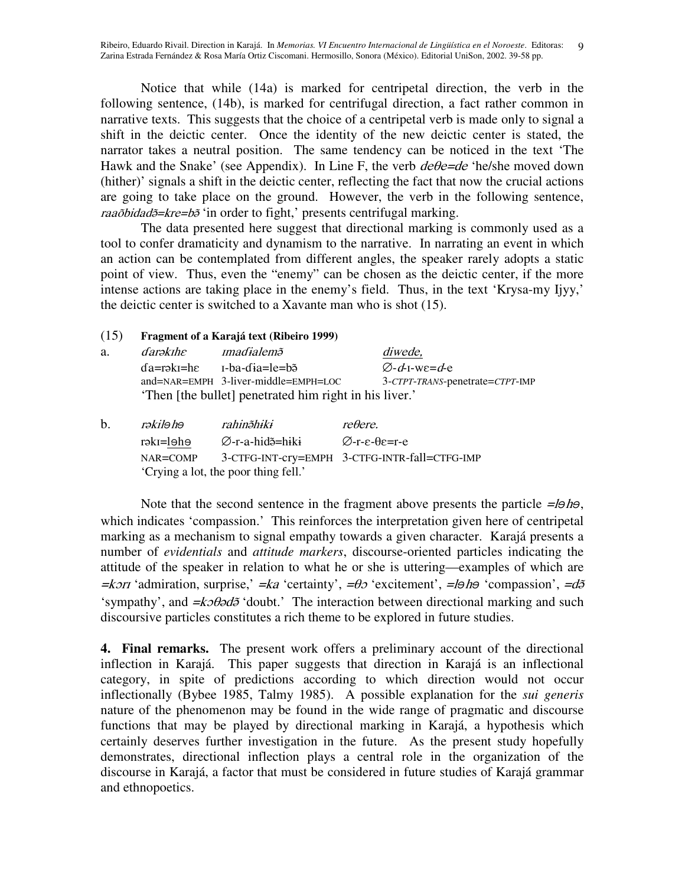Notice that while (14a) is marked for centripetal direction, the verb in the following sentence, (14b), is marked for centrifugal direction, a fact rather common in narrative texts. This suggests that the choice of a centripetal verb is made only to signal a shift in the deictic center. Once the identity of the new deictic center is stated, the narrator takes a neutral position. The same tendency can be noticed in the text 'The Hawk and the Snake' (see Appendix). In Line F, the verb *deθe=de* 'he/she moved down (hither)' signals a shift in the deictic center, reflecting the fact that now the crucial actions are going to take place on the ground. However, the verb in the following sentence, *raaõbidadə̃=kre=bə̃* 'in order to fight,' presents centrifugal marking.

The data presented here suggest that directional marking is commonly used as a tool to confer dramaticity and dynamism to the narrative. In narrating an event in which an action can be contemplated from different angles, the speaker rarely adopts a static point of view. Thus, even the "enemy" can be chosen as the deictic center, if the more intense actions are taking place in the enemy's field. Thus, in the text 'Krysa-my Ijyy,' the deictic center is switched to a Xavante man who is shot (15).

(15) **Fragment of a Karajá text (Ribeiro 1999)**

a. *ɗarəkɪhɛ* *ɪmaɗialemə̃* *diwede,*
ɗa=rəkɪ=hɛ ɪ-ba-ɗia=le=bə̃ ∅-*d*-ɪ-wɛ=*d*-e
and=NAR=EMPH 3-liver-middle=EMPH=LOC 3-*CTPT-TRANS*-penetrate=*CTPT*-IMP
'Then [the bullet] penetrated him right in his liver.'

b. *rəkiləhə* *rahinə̃hikɨ* *reθere.*
rəkɪ=ləhə ∅-r-a-hidə̃=hikɨ ∅-r-ɛ-θɛ=r-e
NAR=COMP 3-CTFG-INT-cry=EMPH 3-CTFG-INTR-fall=CTFG-IMP
'Crying a lot, the poor thing fell.'

Note that the second sentence in the fragment above presents the particle *=ləhə*, which indicates 'compassion.' This reinforces the interpretation given here of centripetal marking as a mechanism to signal empathy towards a given character. Karajá presents a number of *evidentials* and *attitude markers*, discourse-oriented particles indicating the attitude of the speaker in relation to what he or she is uttering—examples of which are *=kɔrɪ* 'admiration, surprise,' *=ka* 'certainty', *=θɔ* 'excitement', *=ləhə* 'compassion', *=də̃* 'sympathy', and *=kɔθədə̃* 'doubt.' The interaction between directional marking and such discoursive particles constitutes a rich theme to be explored in future studies.

**4. Final remarks.** The present work offers a preliminary account of the directional inflection in Karajá. This paper suggests that direction in Karajá is an inflectional category, in spite of predictions according to which direction would not occur inflectionally (Bybee 1985, Talmy 1985). A possible explanation for the *sui generis* nature of the phenomenon may be found in the wide range of pragmatic and discourse functions that may be played by directional marking in Karajá, a hypothesis which certainly deserves further investigation in the future. As the present study hopefully demonstrates, directional inflection plays a central role in the organization of the discourse in Karajá, a factor that must be considered in future studies of Karajá grammar and ethnopoetics.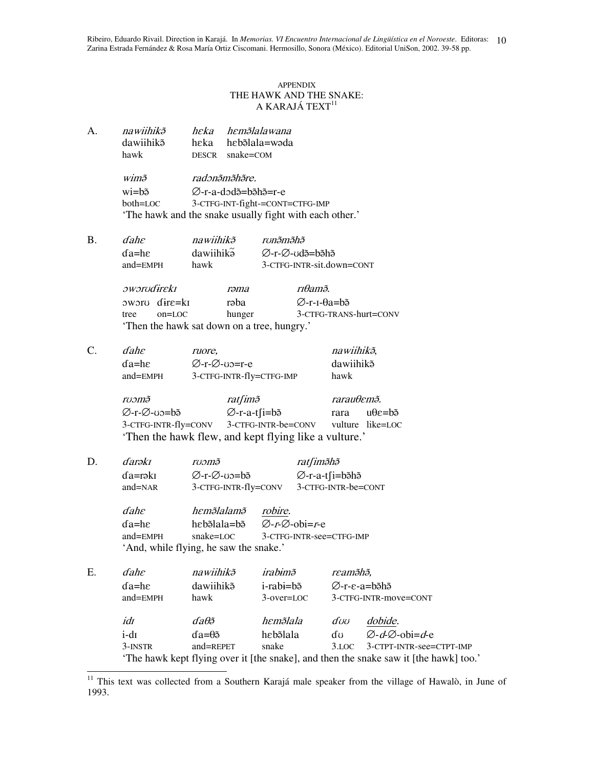APPENDIX
THE HAWK AND THE SNAKE:
A KARAJÁ TEXT[11]

A.

| *nawiihikə̃* | *hɛka* | *hɛmə̃lalawana* |
|---|---|---|
| dawiihikə̃ | hɛka | hɛbə̃lala=wəda |
| hawk | DESCR | snake=COM |

| *wimə̃* | *radɔnə̃mə̃hə̃re.* |
|---|---|
| wi=bə̃ | ∅-r-a-dɔdə̃=bə̃hə̃=r-e |
| both=LOC | 3-CTFG-INT-fight-=CONT=CTFG-IMP |

'The hawk and the snake usually fight with each other.'

B.

| *ɗahɛ* | *nawiihikə̃* | *rʊnə̃mə̃hə̃* |
|---|---|---|
| ɗa=hɛ | dawiihikə̃ | ∅-r-∅-ʊdə̃=bə̃hə̃ |
| and=EMPH | hawk | 3-CTFG-INTR-sit.down=CONT |

| *ɔwɔrʊɗirɛkɪ* | | *rəma* | *rɪθamə̃.* |
|---|---|---|---|
| ɔwɔrʊ | ɗirɛ=kɪ | rəba | ∅-r-ɪ-θa=bə̃ |
| tree | on=LOC | hunger | 3-CTFG-TRANS-hurt=CONV |

'Then the hawk sat down on a tree, hungry.'

C.

| *ɗahɛ* | *ruore,* | *nawiihikə̃,* |
|---|---|---|
| ɗa=hɛ | ∅-r-∅-ʊɔ=r-e | dawiihikə̃ |
| and=EMPH | 3-CTFG-INTR-fly=CTFG-IMP | hawk |

| *rʊɔmə̃* | *ratʃimə̃* | *rarauθɛmə̃.* | |
|---|---|---|---|
| ∅-r-∅-ʊɔ=bə̃ | ∅-r-a-tʃi=bə̃ | rara | uθɛ=bə̃ |
| 3-CTFG-INTR-fly=CONV | 3-CTFG-INTR-be=CONV | vulture | like=LOC |

'Then the hawk flew, and kept flying like a vulture.'

D.

| *ɗarəkɪ* | *rʊɔmə̃* | *ratʃimə̃hə̃* |
|---|---|---|
| ɗa=rəkɪ | ∅-r-∅-ʊɔ=bə̃ | ∅-r-a-tʃi=bə̃hə̃ |
| and=NAR | 3-CTFG-INTR-fly=CONV | 3-CTFG-INTR-be=CONT |

| *ɗahɛ* | *hɛmə̃lalamə̃* | *robire.* |
|---|---|---|
| ɗa=hɛ | hɛbə̃lala=bə̃ | ∅-*r*-∅-obi=*r*-e |
| and=EMPH | snake=LOC | 3-CTFG-INTR-see=CTFG-IMP |

'And, while flying, he saw the snake.'

E.

| *ɗahɛ* | *nawiihikə̃* | *irabɨmə̃* | *rɛamə̃hə̃,* |
|---|---|---|---|
| ɗa=hɛ | dawiihikə̃ | i-rabɨ=bə̃ | ∅-r-ɛ-a=bə̃hə̃ |
| and=EMPH | hawk | 3-over=LOC | 3-CTFG-INTR-move=CONT |

| *idɪ* | *ɗaθə̃* | *hɛmə̃lala* | *ɗʊʊ* | *dobide.* |
|---|---|---|---|---|
| i-dɪ | ɗa=θə̃ | hɛbə̃lala | ɗʊ | ∅-*d*-∅-obi=*d*-e |
| 3-INSTR | and=REPET | snake | 3.LOC | 3-CTPT-INTR-see=CTPT-IMP |

'The hawk kept flying over it [the snake], and then the snake saw it [the hawk] too.'

[11] This text was collected from a Southern Karajá male speaker from the village of Hawalò, in June of 1993.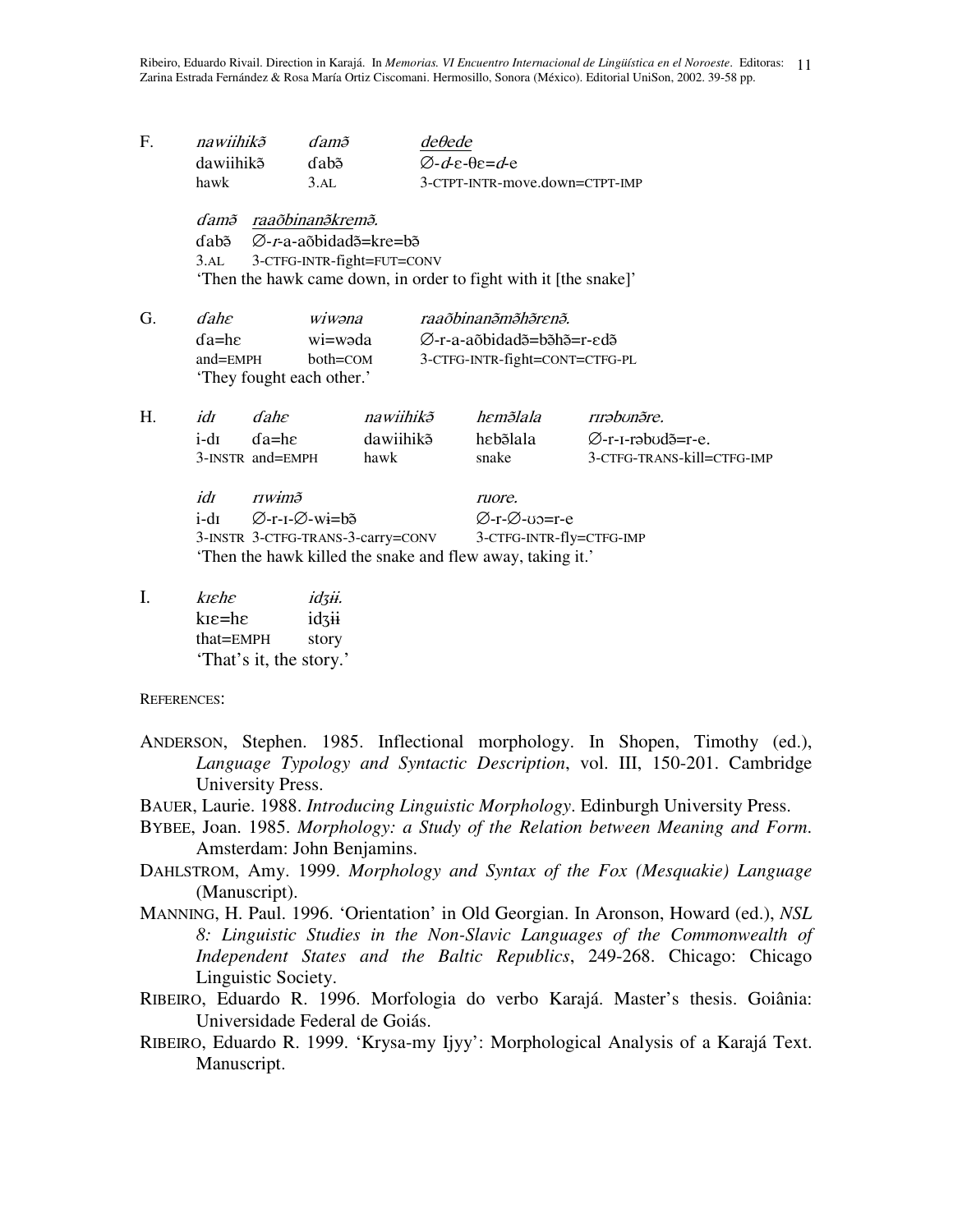F. *nawiihikə̃* *ɗamə̃* *deθede*
dawiihikə̃ ɗabə̃ ∅-*d*-ɛ-θɛ=*d*-e
hawk 3.AL 3-CTPT-INTR-move.down=CTPT-IMP

*ɗamə̃* *raaõbinanə̃kremə̃.*
ɗabə̃ ∅-*r*-a-aõbidadə̃=kre=bə̃
3.AL 3-CTFG-INTR-fight=FUT=CONV
'Then the hawk came down, in order to fight with it [the snake]'

G. *ɗahɛ* *wiwəna* *raaõbinanə̃mə̃hə̃rɛnə̃.*
ɗa=hɛ wi=wəda ∅-r-a-aõbidadə̃=bə̃hə̃=r-ɛdə̃
and=EMPH both=COM 3-CTFG-INTR-fight=CONT=CTFG-PL
'They fought each other.'

H. *idɪ* *ɗahɛ* *nawiihikə̃* *hɛmə̃lala* *rɪrəbʊnə̃re.*
i-dɪ ɗa=hɛ dawiihikə̃ hɛbə̃lala ∅-r-ɪ-rəbʊdə̃=r-e.
3-INSTR and=EMPH hawk snake 3-CTFG-TRANS-kill=CTFG-IMP

*idɪ* *rɪwɨmə̃* *ruore.*
i-dɪ ∅-r-ɪ-∅-wɨ=bə̃ ∅-r-∅-ʊɔ=r-e
3-INSTR 3-CTFG-TRANS-3-carry=CONV 3-CTFG-INTR-fly=CTFG-IMP
'Then the hawk killed the snake and flew away, taking it.'

I. *kɪɛhɛ* *idʒɨɨ.*
kɪɛ=hɛ idʒɨɨ
that=EMPH story
'That's it, the story.'

REFERENCES:

ANDERSON, Stephen. 1985. Inflectional morphology. In Shopen, Timothy (ed.), *Language Typology and Syntactic Description*, vol. III, 150-201. Cambridge University Press.

BAUER, Laurie. 1988. *Introducing Linguistic Morphology*. Edinburgh University Press.

BYBEE, Joan. 1985. *Morphology: a Study of the Relation between Meaning and Form*. Amsterdam: John Benjamins.

DAHLSTROM, Amy. 1999. *Morphology and Syntax of the Fox (Mesquakie) Language* (Manuscript).

MANNING, H. Paul. 1996. 'Orientation' in Old Georgian. In Aronson, Howard (ed.), *NSL 8: Linguistic Studies in the Non-Slavic Languages of the Commonwealth of Independent States and the Baltic Republics*, 249-268. Chicago: Chicago Linguistic Society.

RIBEIRO, Eduardo R. 1996. Morfologia do verbo Karajá. Master's thesis. Goiânia: Universidade Federal de Goiás.

RIBEIRO, Eduardo R. 1999. 'Krysa-my Ijyy': Morphological Analysis of a Karajá Text. Manuscript.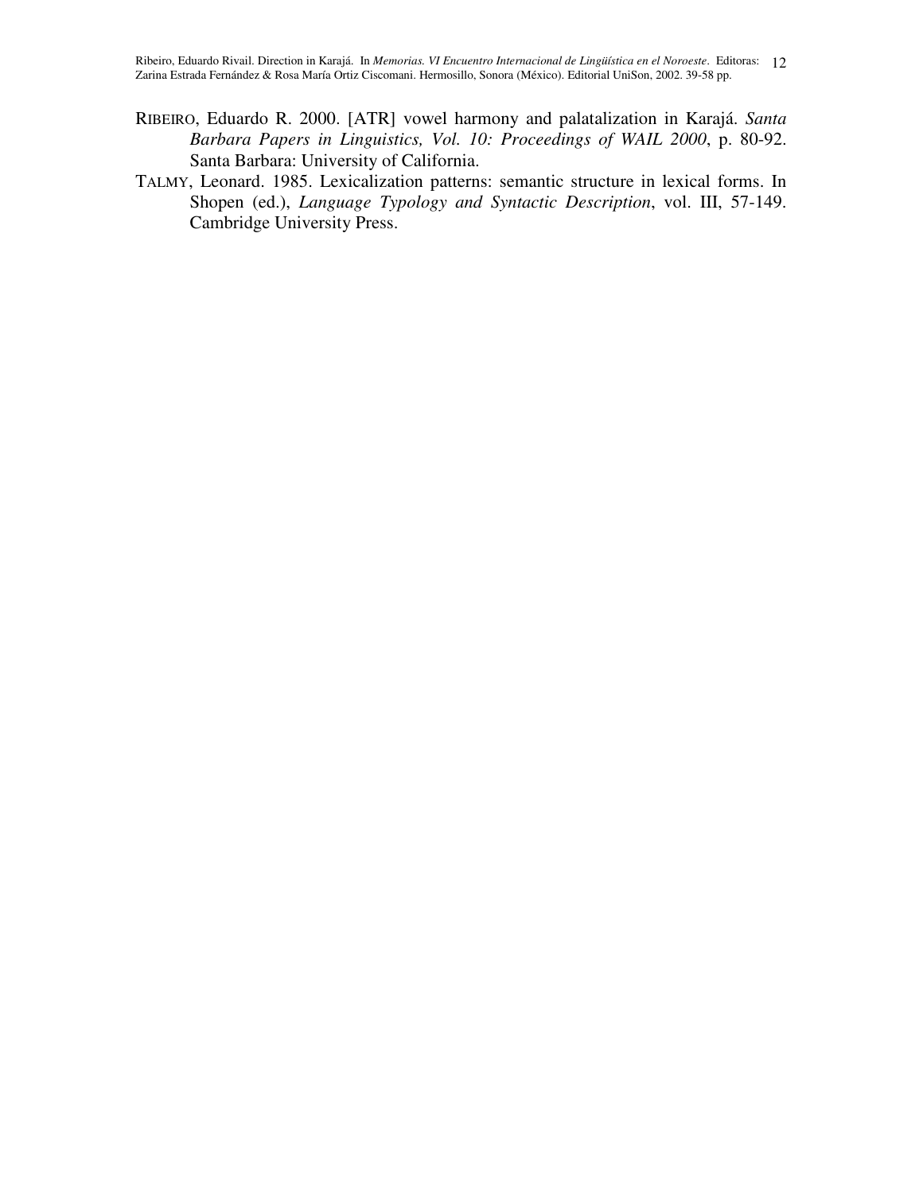RIBEIRO, Eduardo R. 2000. [ATR] vowel harmony and palatalization in Karajá. *Santa Barbara Papers in Linguistics, Vol. 10: Proceedings of WAIL 2000*, p. 80-92. Santa Barbara: University of California.

TALMY, Leonard. 1985. Lexicalization patterns: semantic structure in lexical forms. In Shopen (ed.), *Language Typology and Syntactic Description*, vol. III, 57-149. Cambridge University Press.